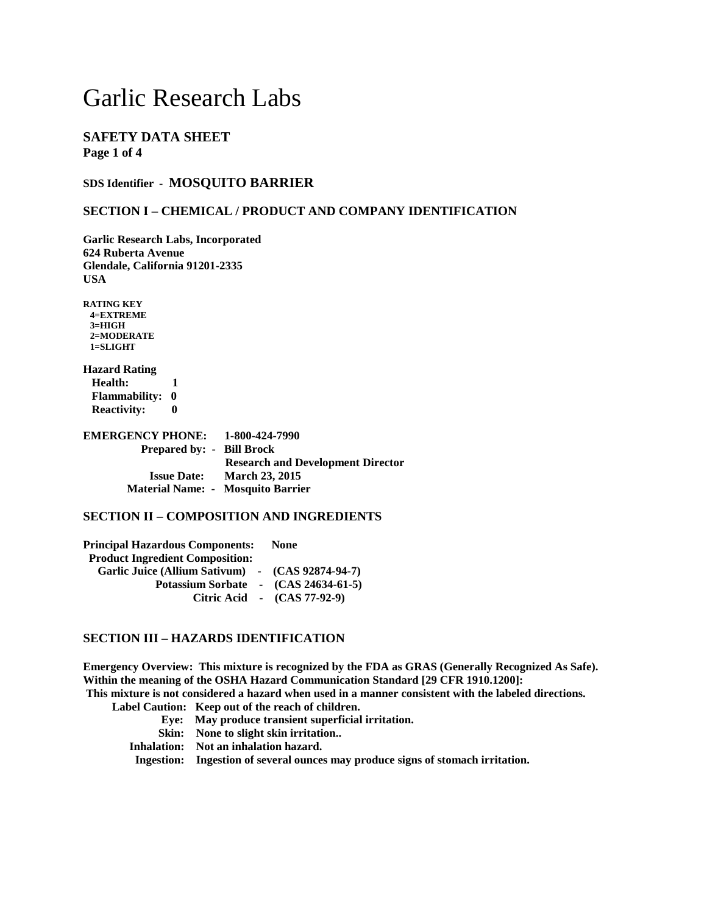# Garlic Research Labs

## SAFETY DATA SHEET

**SDS Identifier - MOSQUITO BARRIER**

### SECTION I – CHEMICAL / PRODUCT AND COMPANY IDENTIFICATION

**Garlic Research Labs, Incorporated**
**624 Ruberta Avenue**
**Glendale, California 91201-2335**
**USA**

**RATING KEY**
**4=EXTREME**
**3=HIGH**
**2=MODERATE**
**1=SLIGHT**

**Hazard Rating**

| | |
|---|---|
| **Health:** | **1** |
| **Flammability:** | **0** |
| **Reactivity:** | **0** |

**EMERGENCY PHONE: 1-800-424-7990**
**Prepared by: - Bill Brock**
**Research and Development Director**
**Issue Date: March 23, 2015**
**Material Name: - Mosquito Barrier**

### SECTION II – COMPOSITION AND INGREDIENTS

**Principal Hazardous Components: None**
**Product Ingredient Composition:**

| | | |
|---|---|---|
| **Garlic Juice (Allium Sativum)** | **-** | **(CAS 92874-94-7)** |
| **Potassium Sorbate** | **-** | **(CAS 24634-61-5)** |
| **Citric Acid** | **-** | **(CAS 77-92-9)** |

### SECTION III – HAZARDS IDENTIFICATION

**Emergency Overview: This mixture is recognized by the FDA as GRAS (Generally Recognized As Safe). Within the meaning of the OSHA Hazard Communication Standard [29 CFR 1910.1200]:**
**This mixture is not considered a hazard when used in a manner consistent with the labeled directions.**

**Label Caution: Keep out of the reach of children.**
**Eye: May produce transient superficial irritation.**
**Skin: None to slight skin irritation..**
**Inhalation: Not an inhalation hazard.**
**Ingestion: Ingestion of several ounces may produce signs of stomach irritation.**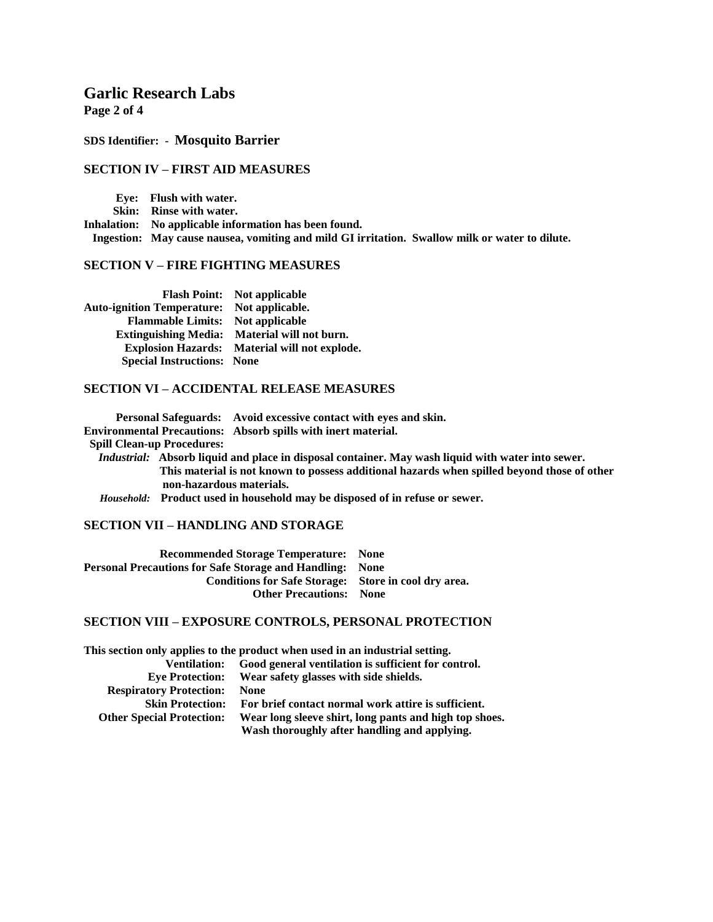# Garlic Research Labs

**SDS Identifier: - Mosquito Barrier**

## SECTION IV – FIRST AID MEASURES

**Eye:** Flush with water.
**Skin:** Rinse with water.
**Inhalation:** No applicable information has been found.
**Ingestion:** May cause nausea, vomiting and mild GI irritation. Swallow milk or water to dilute.

## SECTION V – FIRE FIGHTING MEASURES

**Flash Point:** Not applicable
**Auto-ignition Temperature:** Not applicable.
**Flammable Limits:** Not applicable
**Extinguishing Media:** Material will not burn.
**Explosion Hazards:** Material will not explode.
**Special Instructions:** None

## SECTION VI – ACCIDENTAL RELEASE MEASURES

**Personal Safeguards:** Avoid excessive contact with eyes and skin.
**Environmental Precautions:** Absorb spills with inert material.
**Spill Clean-up Procedures:**
*Industrial:* Absorb liquid and place in disposal container. May wash liquid with water into sewer. This material is not known to possess additional hazards when spilled beyond those of other non-hazardous materials.
*Household:* Product used in household may be disposed of in refuse or sewer.

## SECTION VII – HANDLING AND STORAGE

**Recommended Storage Temperature:** None
**Personal Precautions for Safe Storage and Handling:** None
**Conditions for Safe Storage:** Store in cool dry area.
**Other Precautions:** None

## SECTION VIII – EXPOSURE CONTROLS, PERSONAL PROTECTION

This section only applies to the product when used in an industrial setting.
**Ventilation:** Good general ventilation is sufficient for control.
**Eye Protection:** Wear safety glasses with side shields.
**Respiratory Protection:** None
**Skin Protection:** For brief contact normal work attire is sufficient.
**Other Special Protection:** Wear long sleeve shirt, long pants and high top shoes. Wash thoroughly after handling and applying.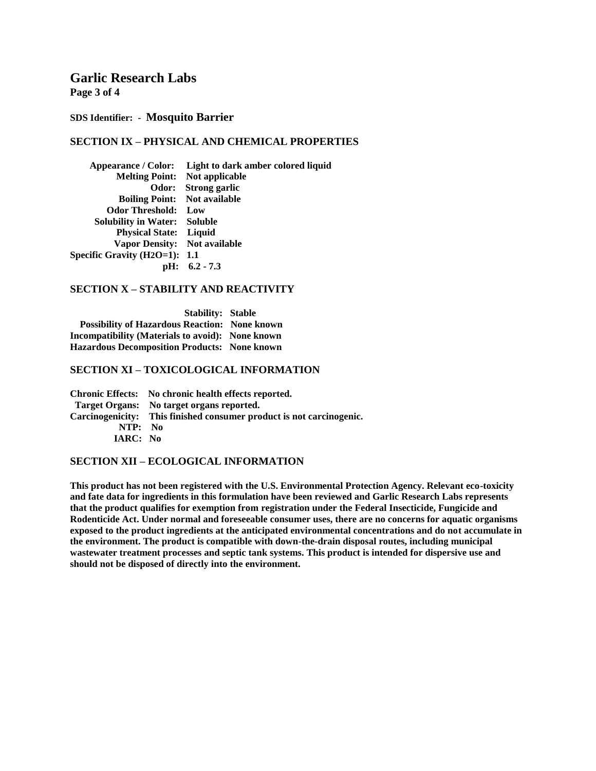**SDS Identifier: - Mosquito Barrier**

## SECTION IX – PHYSICAL AND CHEMICAL PROPERTIES

**Appearance / Color:** Light to dark amber colored liquid
**Melting Point:** Not applicable
**Odor:** Strong garlic
**Boiling Point:** Not available
**Odor Threshold:** Low
**Solubility in Water:** Soluble
**Physical State:** Liquid
**Vapor Density:** Not available
**Specific Gravity ($H_2O$=1):** 1.1
**pH:** 6.2 - 7.3

## SECTION X – STABILITY AND REACTIVITY

**Stability:** Stable
**Possibility of Hazardous Reaction:** None known
**Incompatibility (Materials to avoid):** None known
**Hazardous Decomposition Products:** None known

## SECTION XI – TOXICOLOGICAL INFORMATION

**Chronic Effects:** No chronic health effects reported.
**Target Organs:** No target organs reported.
**Carcinogenicity:** This finished consumer product is not carcinogenic.
**NTP:** No
**IARC:** No

## SECTION XII – ECOLOGICAL INFORMATION

**This product has not been registered with the U.S. Environmental Protection Agency. Relevant eco-toxicity and fate data for ingredients in this formulation have been reviewed and Garlic Research Labs represents that the product qualifies for exemption from registration under the Federal Insecticide, Fungicide and Rodenticide Act. Under normal and foreseeable consumer uses, there are no concerns for aquatic organisms exposed to the product ingredients at the anticipated environmental concentrations and do not accumulate in the environment. The product is compatible with down-the-drain disposal routes, including municipal wastewater treatment processes and septic tank systems. This product is intended for dispersive use and should not be disposed of directly into the environment.**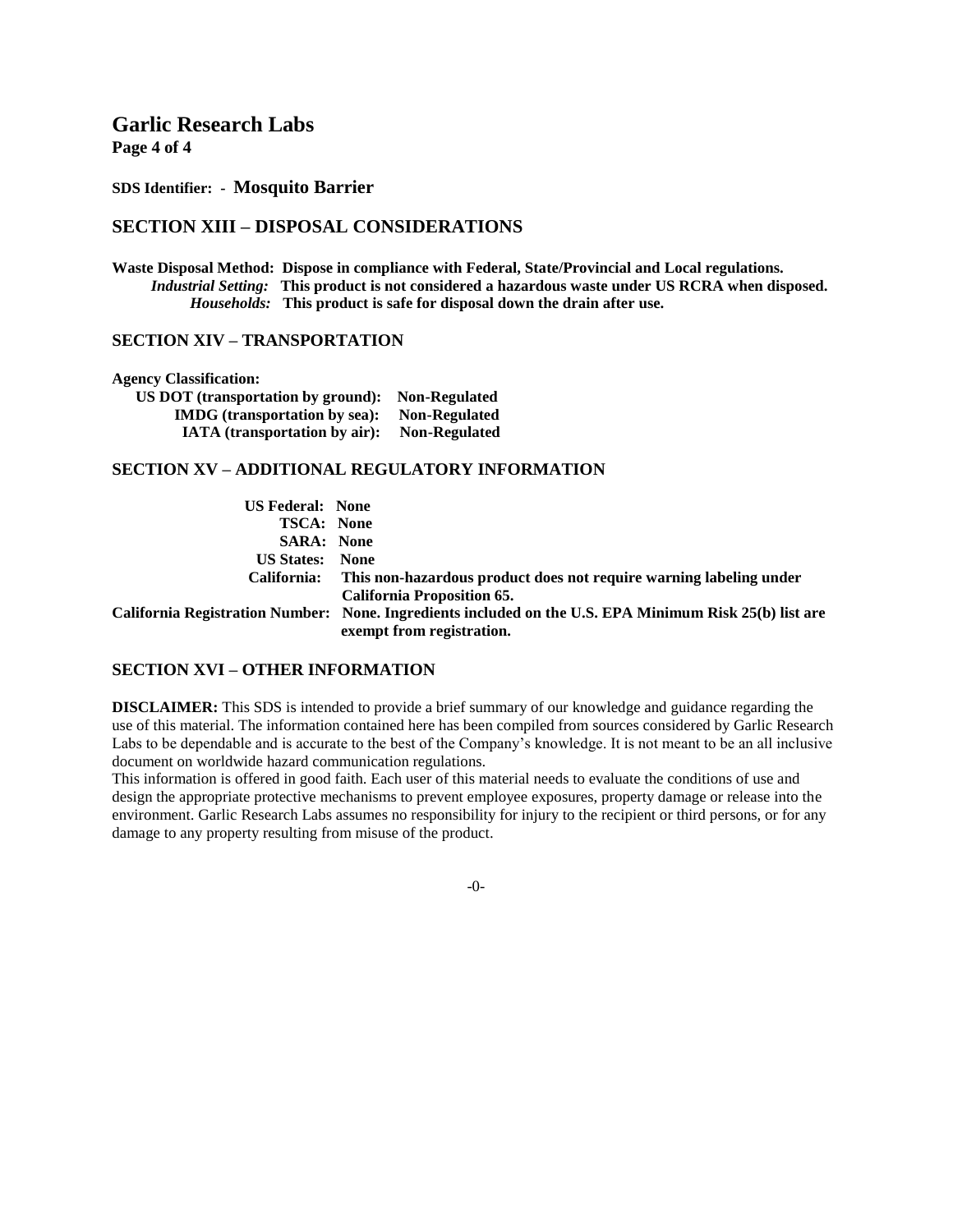# Garlic Research Labs

**SDS Identifier: - Mosquito Barrier**

## SECTION XIII – DISPOSAL CONSIDERATIONS

**Waste Disposal Method: Dispose in compliance with Federal, State/Provincial and Local regulations.**
***Industrial Setting:*** **This product is not considered a hazardous waste under US RCRA when disposed.**
***Households:*** **This product is safe for disposal down the drain after use.**

## SECTION XIV – TRANSPORTATION

**Agency Classification:**

**US DOT (transportation by ground): Non-Regulated**
**IMDG (transportation by sea): Non-Regulated**
**IATA (transportation by air): Non-Regulated**

## SECTION XV – ADDITIONAL REGULATORY INFORMATION

**US Federal: None**
**TSCA: None**
**SARA: None**
**US States: None**
**California: This non-hazardous product does not require warning labeling under California Proposition 65.**
**California Registration Number: None. Ingredients included on the U.S. EPA Minimum Risk 25(b) list are exempt from registration.**

## SECTION XVI – OTHER INFORMATION

**DISCLAIMER:** This SDS is intended to provide a brief summary of our knowledge and guidance regarding the use of this material. The information contained here has been compiled from sources considered by Garlic Research Labs to be dependable and is accurate to the best of the Company's knowledge. It is not meant to be an all inclusive document on worldwide hazard communication regulations.
This information is offered in good faith. Each user of this material needs to evaluate the conditions of use and design the appropriate protective mechanisms to prevent employee exposures, property damage or release into the environment. Garlic Research Labs assumes no responsibility for injury to the recipient or third persons, or for any damage to any property resulting from misuse of the product.

-0-